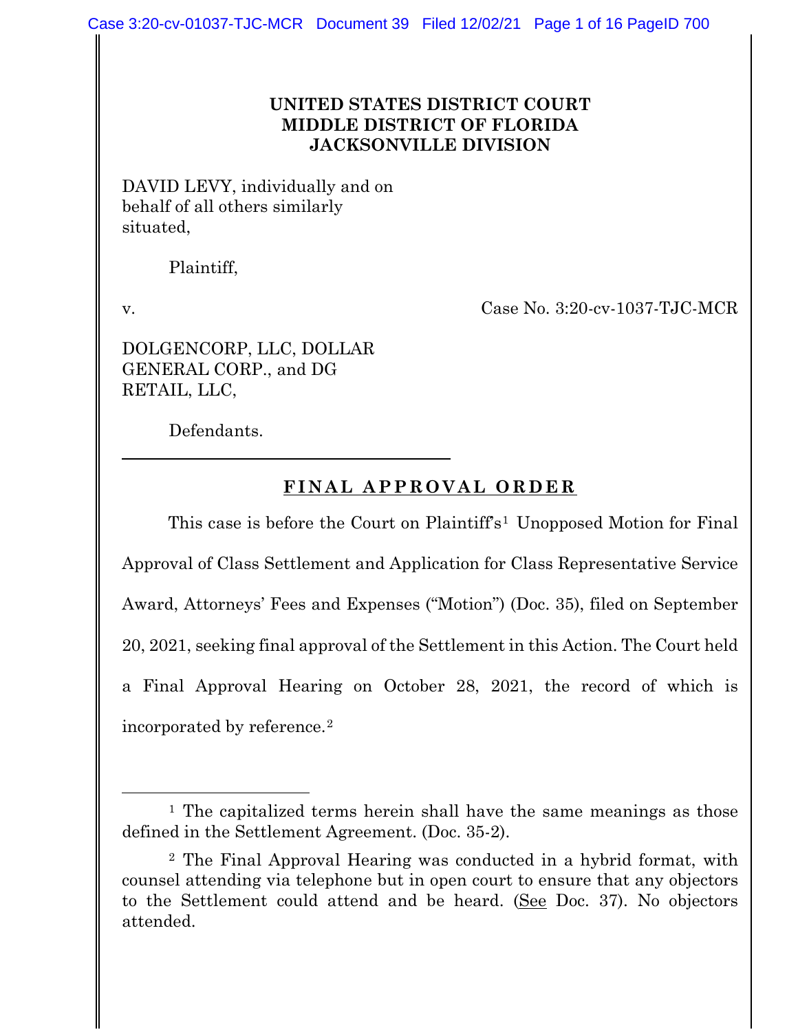**UNITED STATES DISTRICT COURT**
**MIDDLE DISTRICT OF FLORIDA**
**JACKSONVILLE DIVISION**

DAVID LEVY, individually and on behalf of all others similarly situated,

Plaintiff,

v. Case No. 3:20-cv-1037-TJC-MCR

DOLGENCORP, LLC, DOLLAR GENERAL CORP., and DG RETAIL, LLC,

Defendants.

---

# FINAL APPROVAL ORDER

This case is before the Court on Plaintiff's[1] Unopposed Motion for Final Approval of Class Settlement and Application for Class Representative Service Award, Attorneys' Fees and Expenses ("Motion") (Doc. 35), filed on September 20, 2021, seeking final approval of the Settlement in this Action. The Court held a Final Approval Hearing on October 28, 2021, the record of which is incorporated by reference.[2]

---

[1] The capitalized terms herein shall have the same meanings as those defined in the Settlement Agreement. (Doc. 35-2).

[2] The Final Approval Hearing was conducted in a hybrid format, with counsel attending via telephone but in open court to ensure that any objectors to the Settlement could attend and be heard. (See Doc. 37). No objectors attended.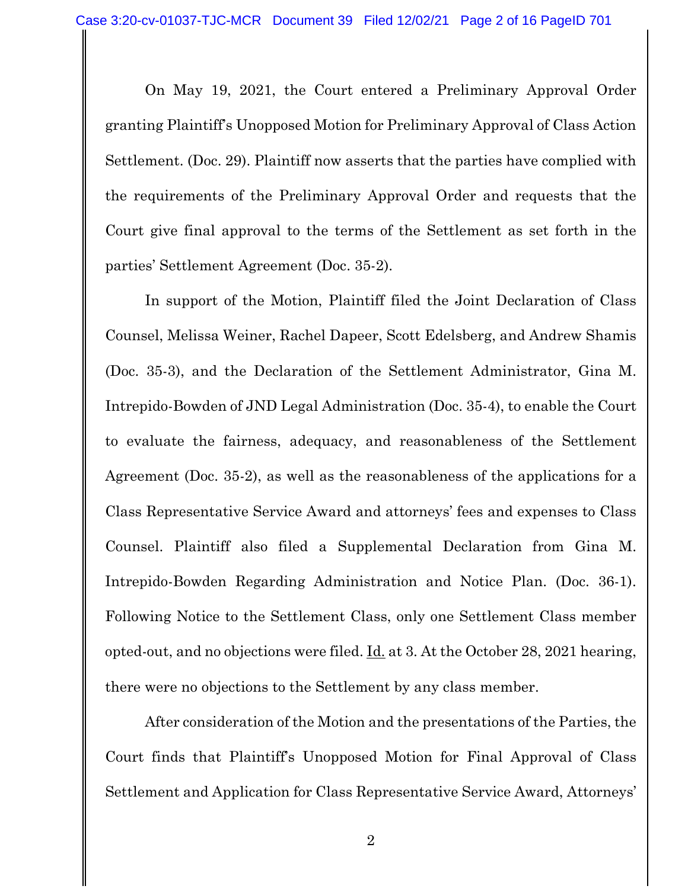On May 19, 2021, the Court entered a Preliminary Approval Order granting Plaintiff's Unopposed Motion for Preliminary Approval of Class Action Settlement. (Doc. 29). Plaintiff now asserts that the parties have complied with the requirements of the Preliminary Approval Order and requests that the Court give final approval to the terms of the Settlement as set forth in the parties' Settlement Agreement (Doc. 35-2).

In support of the Motion, Plaintiff filed the Joint Declaration of Class Counsel, Melissa Weiner, Rachel Dapeer, Scott Edelsberg, and Andrew Shamis (Doc. 35-3), and the Declaration of the Settlement Administrator, Gina M. Intrepido-Bowden of JND Legal Administration (Doc. 35-4), to enable the Court to evaluate the fairness, adequacy, and reasonableness of the Settlement Agreement (Doc. 35-2), as well as the reasonableness of the applications for a Class Representative Service Award and attorneys' fees and expenses to Class Counsel. Plaintiff also filed a Supplemental Declaration from Gina M. Intrepido-Bowden Regarding Administration and Notice Plan. (Doc. 36-1). Following Notice to the Settlement Class, only one Settlement Class member opted-out, and no objections were filed. Id. at 3. At the October 28, 2021 hearing, there were no objections to the Settlement by any class member.

After consideration of the Motion and the presentations of the Parties, the Court finds that Plaintiff's Unopposed Motion for Final Approval of Class Settlement and Application for Class Representative Service Award, Attorneys'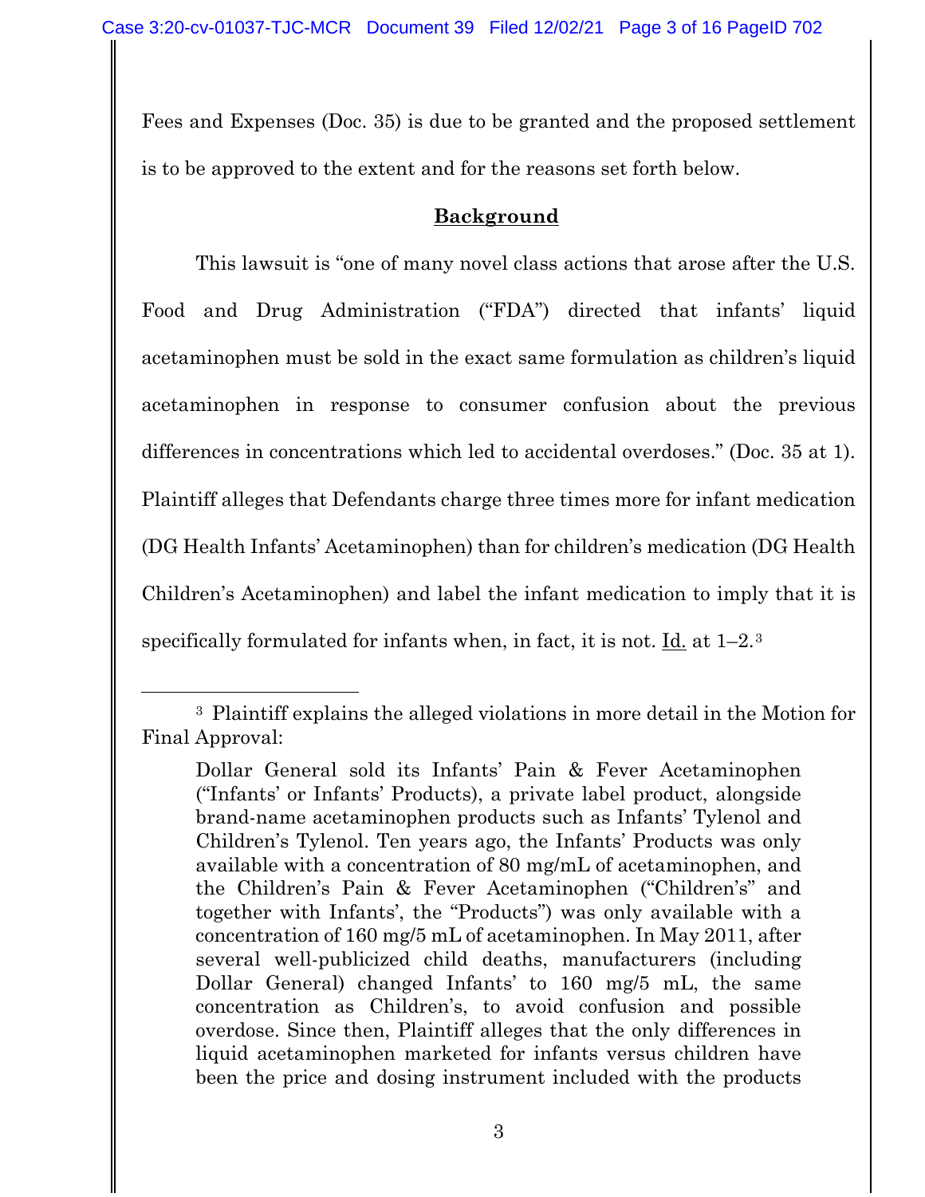Fees and Expenses (Doc. 35) is due to be granted and the proposed settlement is to be approved to the extent and for the reasons set forth below.

## Background

This lawsuit is "one of many novel class actions that arose after the U.S. Food and Drug Administration ("FDA") directed that infants' liquid acetaminophen must be sold in the exact same formulation as children's liquid acetaminophen in response to consumer confusion about the previous differences in concentrations which led to accidental overdoses." (Doc. 35 at 1). Plaintiff alleges that Defendants charge three times more for infant medication (DG Health Infants' Acetaminophen) than for children's medication (DG Health Children's Acetaminophen) and label the infant medication to imply that it is specifically formulated for infants when, in fact, it is not. Id. at 1–2.[3]

---

[3] Plaintiff explains the alleged violations in more detail in the Motion for Final Approval:

> Dollar General sold its Infants' Pain & Fever Acetaminophen ("Infants' or Infants' Products), a private label product, alongside brand-name acetaminophen products such as Infants' Tylenol and Children's Tylenol. Ten years ago, the Infants' Products was only available with a concentration of 80 mg/mL of acetaminophen, and the Children's Pain & Fever Acetaminophen ("Children's" and together with Infants', the "Products") was only available with a concentration of 160 mg/5 mL of acetaminophen. In May 2011, after several well-publicized child deaths, manufacturers (including Dollar General) changed Infants' to 160 mg/5 mL, the same concentration as Children's, to avoid confusion and possible overdose. Since then, Plaintiff alleges that the only differences in liquid acetaminophen marketed for infants versus children have been the price and dosing instrument included with the products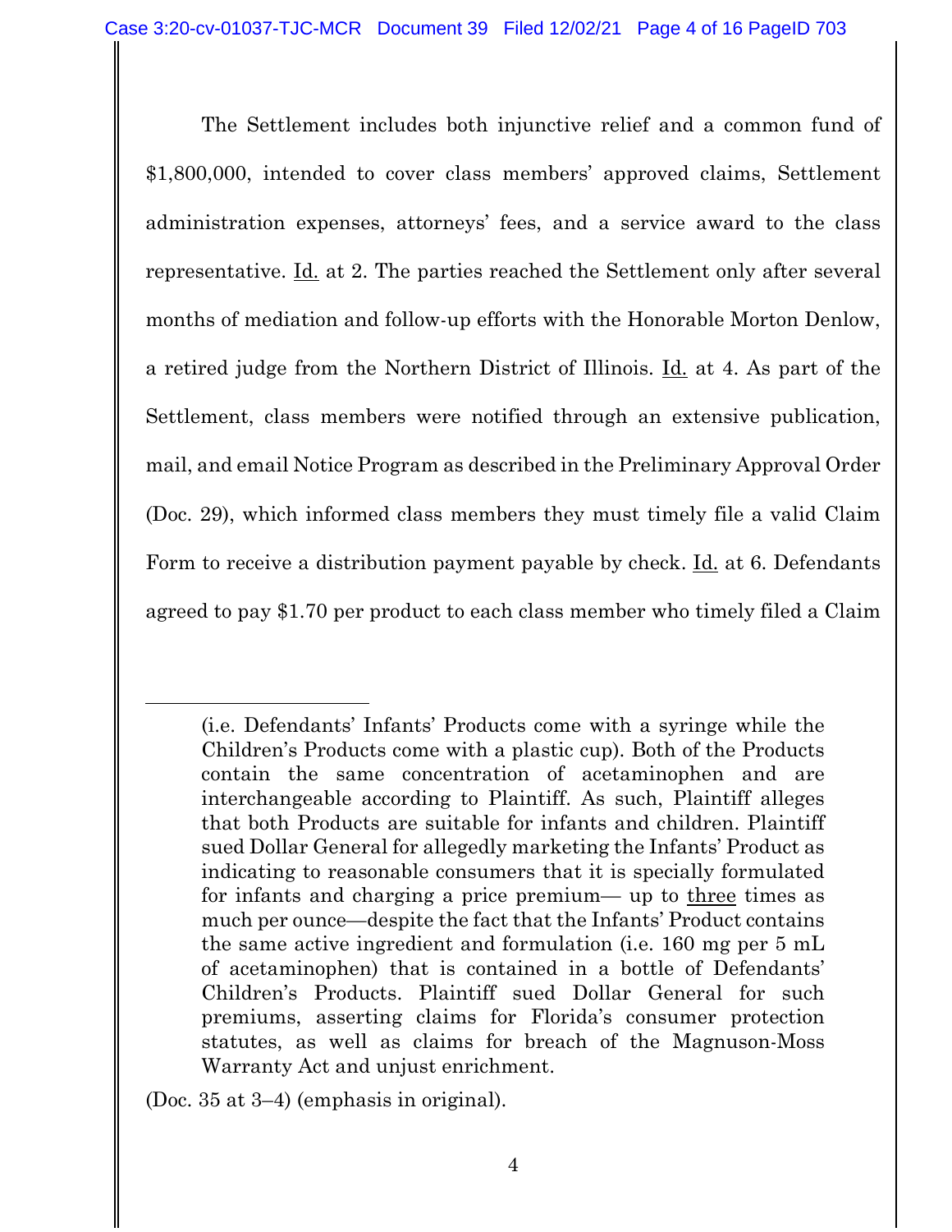The Settlement includes both injunctive relief and a common fund of $1,800,000, intended to cover class members' approved claims, Settlement administration expenses, attorneys' fees, and a service award to the class representative. Id. at 2. The parties reached the Settlement only after several months of mediation and follow-up efforts with the Honorable Morton Denlow, a retired judge from the Northern District of Illinois. Id. at 4. As part of the Settlement, class members were notified through an extensive publication, mail, and email Notice Program as described in the Preliminary Approval Order (Doc. 29), which informed class members they must timely file a valid Claim Form to receive a distribution payment payable by check. Id. at 6. Defendants agreed to pay $1.70 per product to each class member who timely filed a Claim

---

> (i.e. Defendants' Infants' Products come with a syringe while the Children's Products come with a plastic cup). Both of the Products contain the same concentration of acetaminophen and are interchangeable according to Plaintiff. As such, Plaintiff alleges that both Products are suitable for infants and children. Plaintiff sued Dollar General for allegedly marketing the Infants' Product as indicating to reasonable consumers that it is specially formulated for infants and charging a price premium— up to <u>three</u> times as much per ounce—despite the fact that the Infants' Product contains the same active ingredient and formulation (i.e. 160 mg per 5 mL of acetaminophen) that is contained in a bottle of Defendants' Children's Products. Plaintiff sued Dollar General for such premiums, asserting claims for Florida's consumer protection statutes, as well as claims for breach of the Magnuson-Moss Warranty Act and unjust enrichment.

(Doc. 35 at 3–4) (emphasis in original).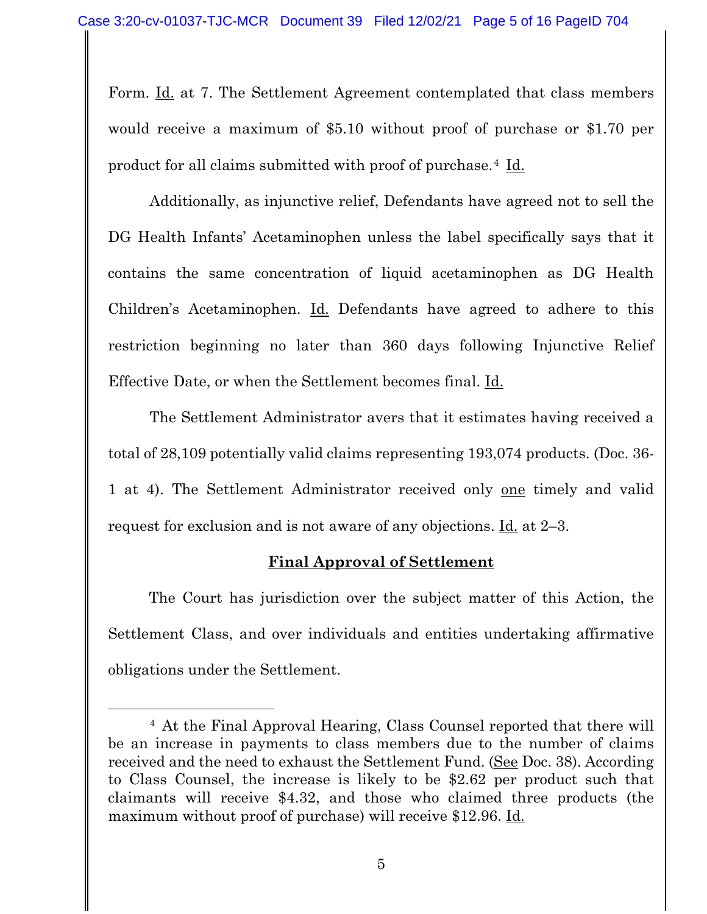Form. Id. at 7. The Settlement Agreement contemplated that class members would receive a maximum of $5.10 without proof of purchase or $1.70 per product for all claims submitted with proof of purchase.[4] Id.

Additionally, as injunctive relief, Defendants have agreed not to sell the DG Health Infants' Acetaminophen unless the label specifically says that it contains the same concentration of liquid acetaminophen as DG Health Children's Acetaminophen. Id. Defendants have agreed to adhere to this restriction beginning no later than 360 days following Injunctive Relief Effective Date, or when the Settlement becomes final. Id.

The Settlement Administrator avers that it estimates having received a total of 28,109 potentially valid claims representing 193,074 products. (Doc. 36-1 at 4). The Settlement Administrator received only one timely and valid request for exclusion and is not aware of any objections. Id. at 2–3.

## Final Approval of Settlement

The Court has jurisdiction over the subject matter of this Action, the Settlement Class, and over individuals and entities undertaking affirmative obligations under the Settlement.

---

[4] At the Final Approval Hearing, Class Counsel reported that there will be an increase in payments to class members due to the number of claims received and the need to exhaust the Settlement Fund. (See Doc. 38). According to Class Counsel, the increase is likely to be $2.62 per product such that claimants will receive $4.32, and those who claimed three products (the maximum without proof of purchase) will receive $12.96. Id.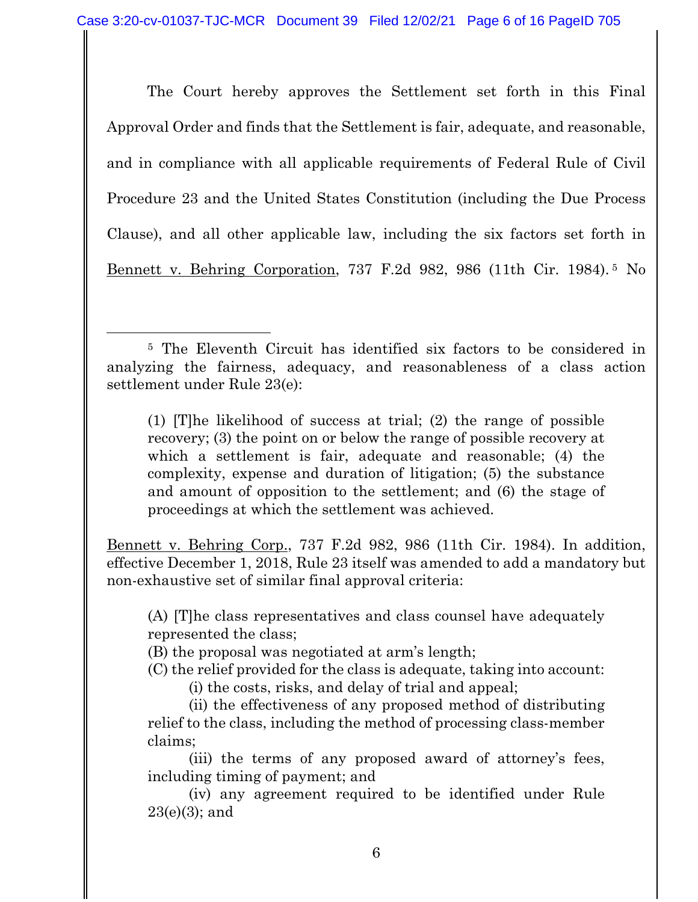The Court hereby approves the Settlement set forth in this Final Approval Order and finds that the Settlement is fair, adequate, and reasonable, and in compliance with all applicable requirements of Federal Rule of Civil Procedure 23 and the United States Constitution (including the Due Process Clause), and all other applicable law, including the six factors set forth in Bennett v. Behring Corporation, 737 F.2d 982, 986 (11th Cir. 1984).[5] No

---

[5] The Eleventh Circuit has identified six factors to be considered in analyzing the fairness, adequacy, and reasonableness of a class action settlement under Rule 23(e):

> (1) [T]he likelihood of success at trial; (2) the range of possible recovery; (3) the point on or below the range of possible recovery at which a settlement is fair, adequate and reasonable; (4) the complexity, expense and duration of litigation; (5) the substance and amount of opposition to the settlement; and (6) the stage of proceedings at which the settlement was achieved.

Bennett v. Behring Corp., 737 F.2d 982, 986 (11th Cir. 1984). In addition, effective December 1, 2018, Rule 23 itself was amended to add a mandatory but non-exhaustive set of similar final approval criteria:

> (A) [T]he class representatives and class counsel have adequately represented the class;
> (B) the proposal was negotiated at arm's length;
> (C) the relief provided for the class is adequate, taking into account:
>     (i) the costs, risks, and delay of trial and appeal;
>     (ii) the effectiveness of any proposed method of distributing relief to the class, including the method of processing class-member claims;
>     (iii) the terms of any proposed award of attorney's fees, including timing of payment; and
>     (iv) any agreement required to be identified under Rule 23(e)(3); and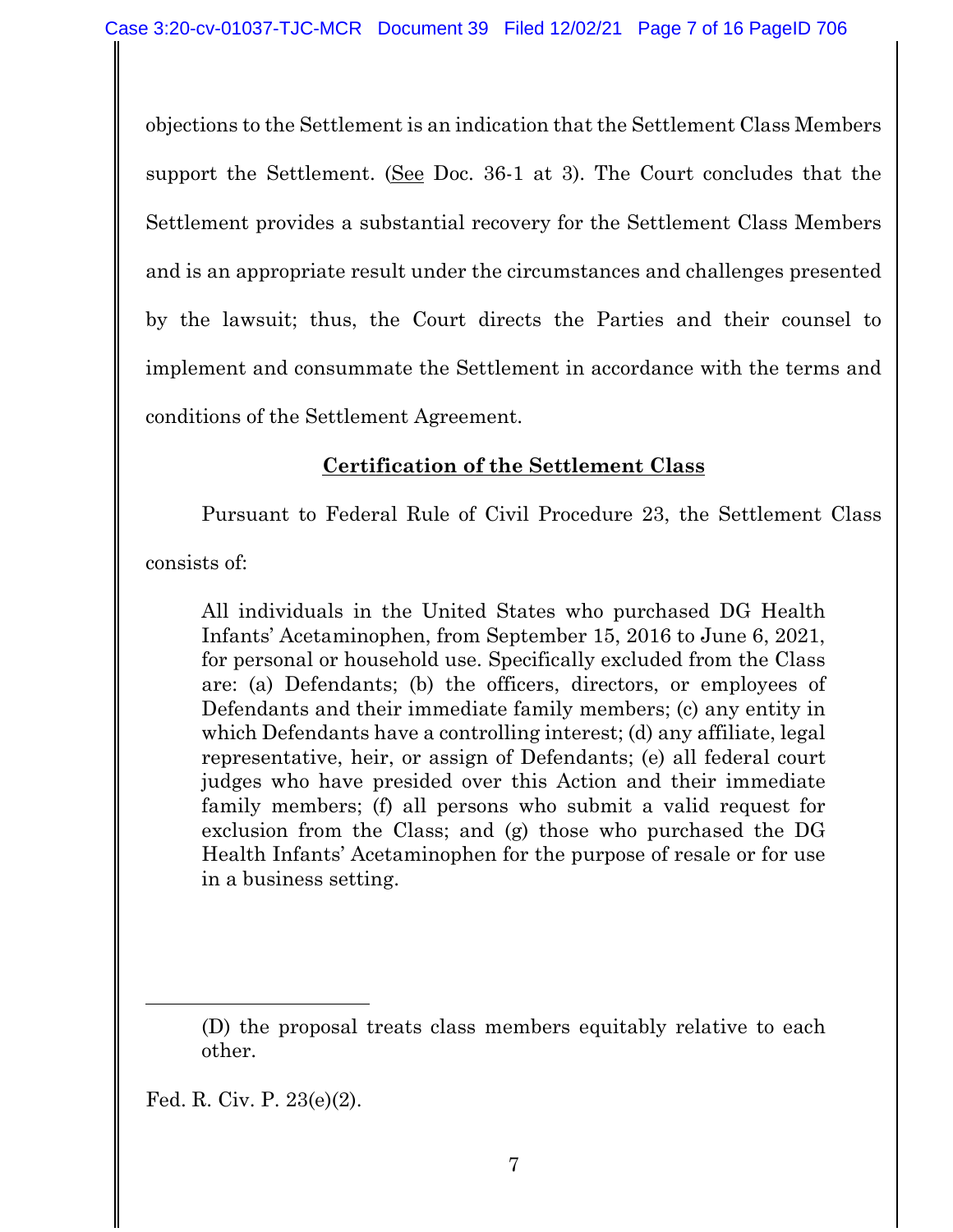objections to the Settlement is an indication that the Settlement Class Members support the Settlement. (See Doc. 36-1 at 3). The Court concludes that the Settlement provides a substantial recovery for the Settlement Class Members and is an appropriate result under the circumstances and challenges presented by the lawsuit; thus, the Court directs the Parties and their counsel to implement and consummate the Settlement in accordance with the terms and conditions of the Settlement Agreement.

## **Certification of the Settlement Class**

Pursuant to Federal Rule of Civil Procedure 23, the Settlement Class consists of:

> All individuals in the United States who purchased DG Health Infants' Acetaminophen, from September 15, 2016 to June 6, 2021, for personal or household use. Specifically excluded from the Class are: (a) Defendants; (b) the officers, directors, or employees of Defendants and their immediate family members; (c) any entity in which Defendants have a controlling interest; (d) any affiliate, legal representative, heir, or assign of Defendants; (e) all federal court judges who have presided over this Action and their immediate family members; (f) all persons who submit a valid request for exclusion from the Class; and (g) those who purchased the DG Health Infants' Acetaminophen for the purpose of resale or for use in a business setting.

---

> (D) the proposal treats class members equitably relative to each other.

Fed. R. Civ. P. 23(e)(2).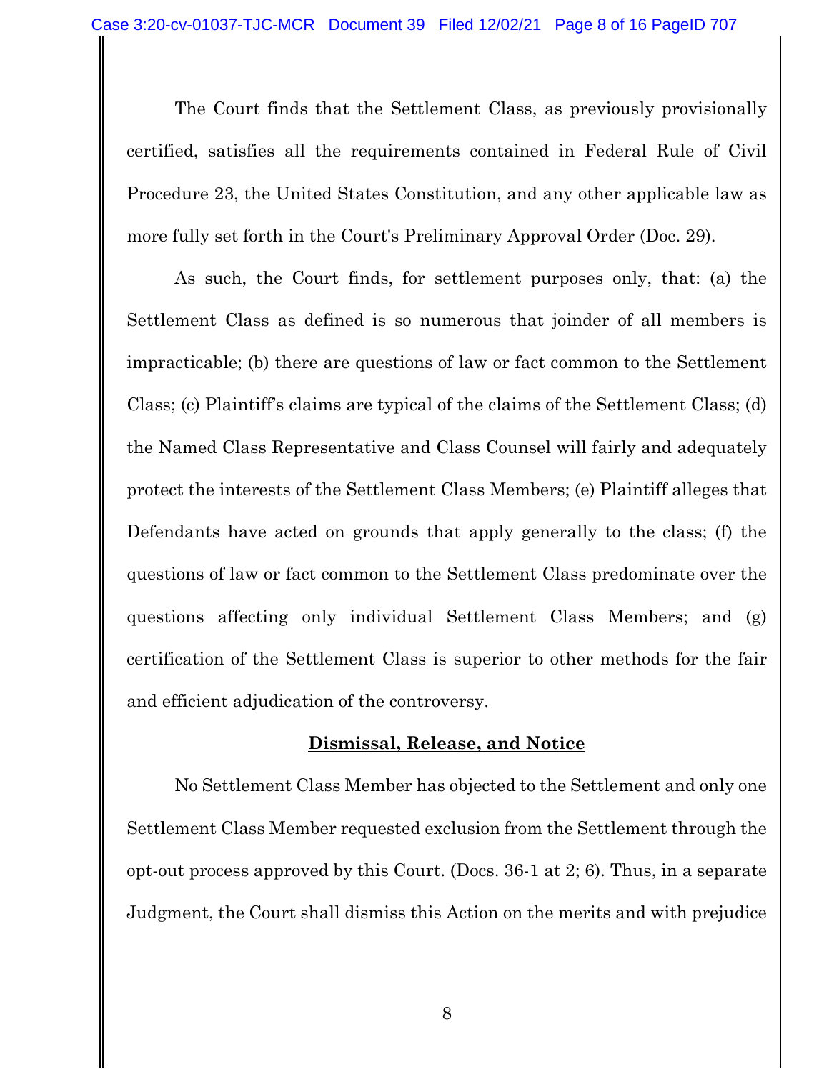The Court finds that the Settlement Class, as previously provisionally certified, satisfies all the requirements contained in Federal Rule of Civil Procedure 23, the United States Constitution, and any other applicable law as more fully set forth in the Court's Preliminary Approval Order (Doc. 29).

As such, the Court finds, for settlement purposes only, that: (a) the Settlement Class as defined is so numerous that joinder of all members is impracticable; (b) there are questions of law or fact common to the Settlement Class; (c) Plaintiff's claims are typical of the claims of the Settlement Class; (d) the Named Class Representative and Class Counsel will fairly and adequately protect the interests of the Settlement Class Members; (e) Plaintiff alleges that Defendants have acted on grounds that apply generally to the class; (f) the questions of law or fact common to the Settlement Class predominate over the questions affecting only individual Settlement Class Members; and (g) certification of the Settlement Class is superior to other methods for the fair and efficient adjudication of the controversy.

**Dismissal, Release, and Notice**

No Settlement Class Member has objected to the Settlement and only one Settlement Class Member requested exclusion from the Settlement through the opt-out process approved by this Court. (Docs. 36-1 at 2; 6). Thus, in a separate Judgment, the Court shall dismiss this Action on the merits and with prejudice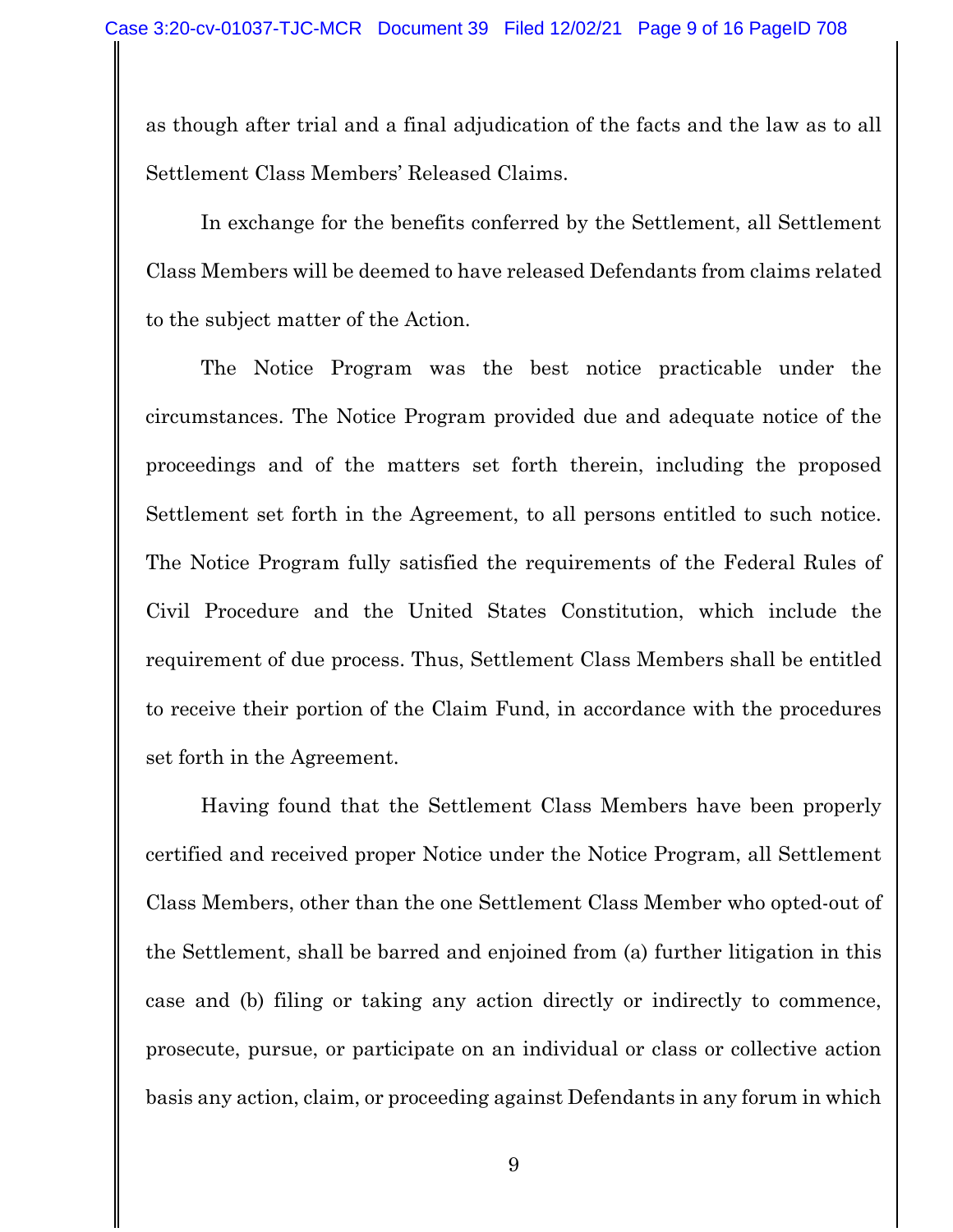as though after trial and a final adjudication of the facts and the law as to all Settlement Class Members' Released Claims.

In exchange for the benefits conferred by the Settlement, all Settlement Class Members will be deemed to have released Defendants from claims related to the subject matter of the Action.

The Notice Program was the best notice practicable under the circumstances. The Notice Program provided due and adequate notice of the proceedings and of the matters set forth therein, including the proposed Settlement set forth in the Agreement, to all persons entitled to such notice. The Notice Program fully satisfied the requirements of the Federal Rules of Civil Procedure and the United States Constitution, which include the requirement of due process. Thus, Settlement Class Members shall be entitled to receive their portion of the Claim Fund, in accordance with the procedures set forth in the Agreement.

Having found that the Settlement Class Members have been properly certified and received proper Notice under the Notice Program, all Settlement Class Members, other than the one Settlement Class Member who opted-out of the Settlement, shall be barred and enjoined from (a) further litigation in this case and (b) filing or taking any action directly or indirectly to commence, prosecute, pursue, or participate on an individual or class or collective action basis any action, claim, or proceeding against Defendants in any forum in which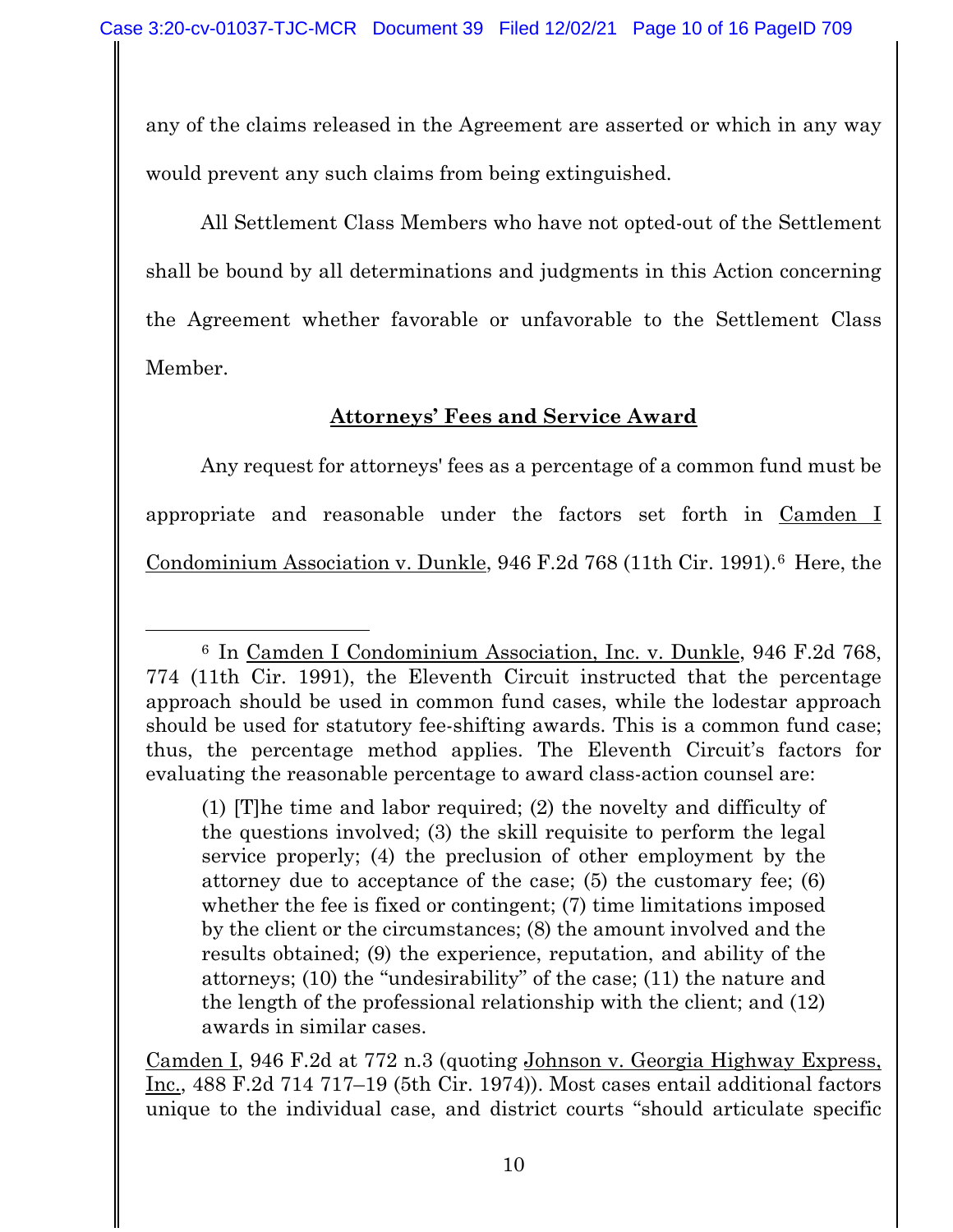any of the claims released in the Agreement are asserted or which in any way would prevent any such claims from being extinguished.

All Settlement Class Members who have not opted-out of the Settlement shall be bound by all determinations and judgments in this Action concerning the Agreement whether favorable or unfavorable to the Settlement Class Member.

**Attorneys' Fees and Service Award**

Any request for attorneys' fees as a percentage of a common fund must be appropriate and reasonable under the factors set forth in Camden I Condominium Association v. Dunkle, 946 F.2d 768 (11th Cir. 1991).[6] Here, the

---

[6] In Camden I Condominium Association, Inc. v. Dunkle, 946 F.2d 768, 774 (11th Cir. 1991), the Eleventh Circuit instructed that the percentage approach should be used in common fund cases, while the lodestar approach should be used for statutory fee-shifting awards. This is a common fund case; thus, the percentage method applies. The Eleventh Circuit's factors for evaluating the reasonable percentage to award class-action counsel are:

> (1) [T]he time and labor required; (2) the novelty and difficulty of the questions involved; (3) the skill requisite to perform the legal service properly; (4) the preclusion of other employment by the attorney due to acceptance of the case; (5) the customary fee; (6) whether the fee is fixed or contingent; (7) time limitations imposed by the client or the circumstances; (8) the amount involved and the results obtained; (9) the experience, reputation, and ability of the attorneys; (10) the "undesirability" of the case; (11) the nature and the length of the professional relationship with the client; and (12) awards in similar cases.

Camden I, 946 F.2d at 772 n.3 (quoting Johnson v. Georgia Highway Express, Inc., 488 F.2d 714 717–19 (5th Cir. 1974)). Most cases entail additional factors unique to the individual case, and district courts "should articulate specific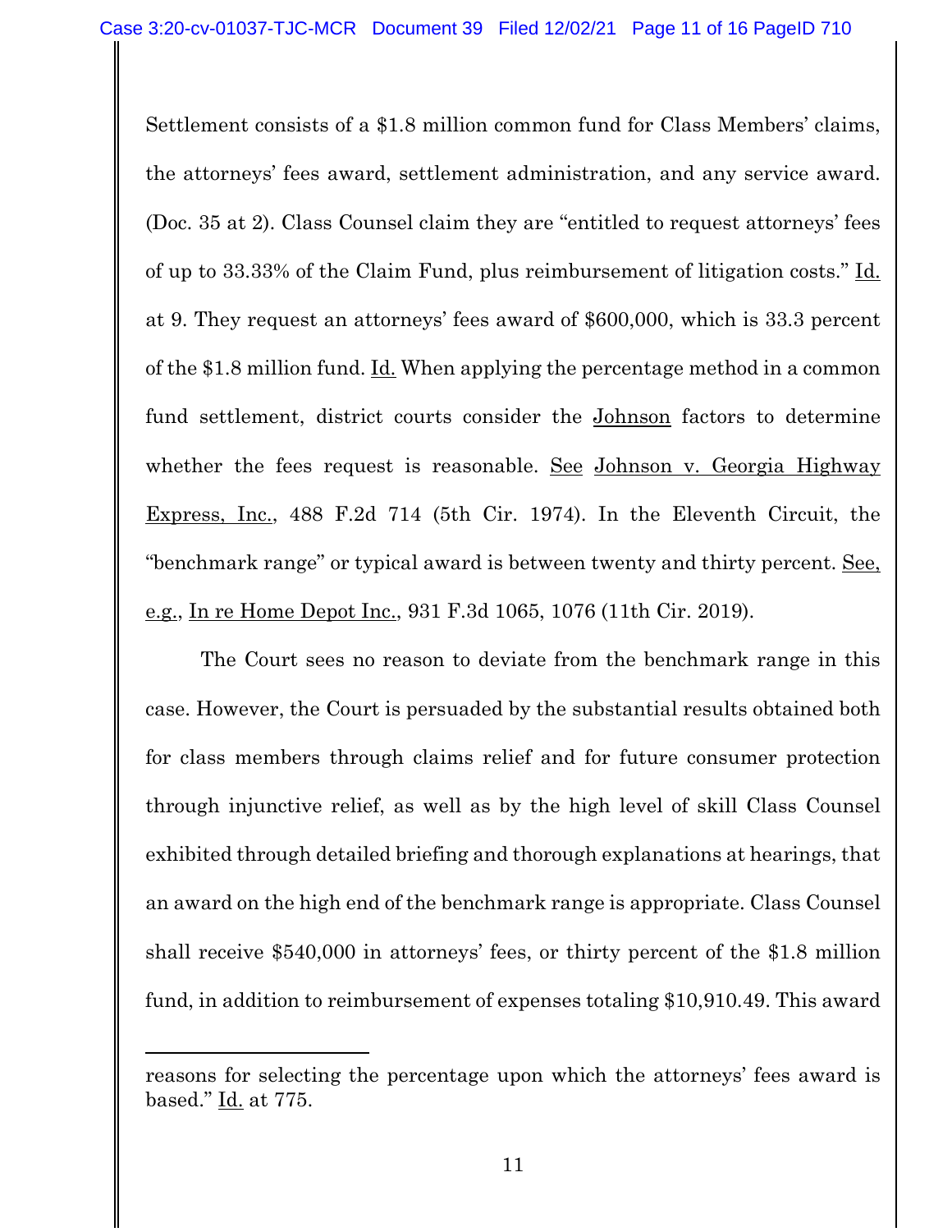Settlement consists of a $1.8 million common fund for Class Members' claims, the attorneys' fees award, settlement administration, and any service award. (Doc. 35 at 2). Class Counsel claim they are "entitled to request attorneys' fees of up to 33.33% of the Claim Fund, plus reimbursement of litigation costs." Id. at 9. They request an attorneys' fees award of $600,000, which is 33.3 percent of the $1.8 million fund. Id. When applying the percentage method in a common fund settlement, district courts consider the Johnson factors to determine whether the fees request is reasonable. See Johnson v. Georgia Highway Express, Inc., 488 F.2d 714 (5th Cir. 1974). In the Eleventh Circuit, the "benchmark range" or typical award is between twenty and thirty percent. See, e.g., In re Home Depot Inc., 931 F.3d 1065, 1076 (11th Cir. 2019).

The Court sees no reason to deviate from the benchmark range in this case. However, the Court is persuaded by the substantial results obtained both for class members through claims relief and for future consumer protection through injunctive relief, as well as by the high level of skill Class Counsel exhibited through detailed briefing and thorough explanations at hearings, that an award on the high end of the benchmark range is appropriate. Class Counsel shall receive $540,000 in attorneys' fees, or thirty percent of the $1.8 million fund, in addition to reimbursement of expenses totaling $10,910.49. This award

---

reasons for selecting the percentage upon which the attorneys' fees award is based." Id. at 775.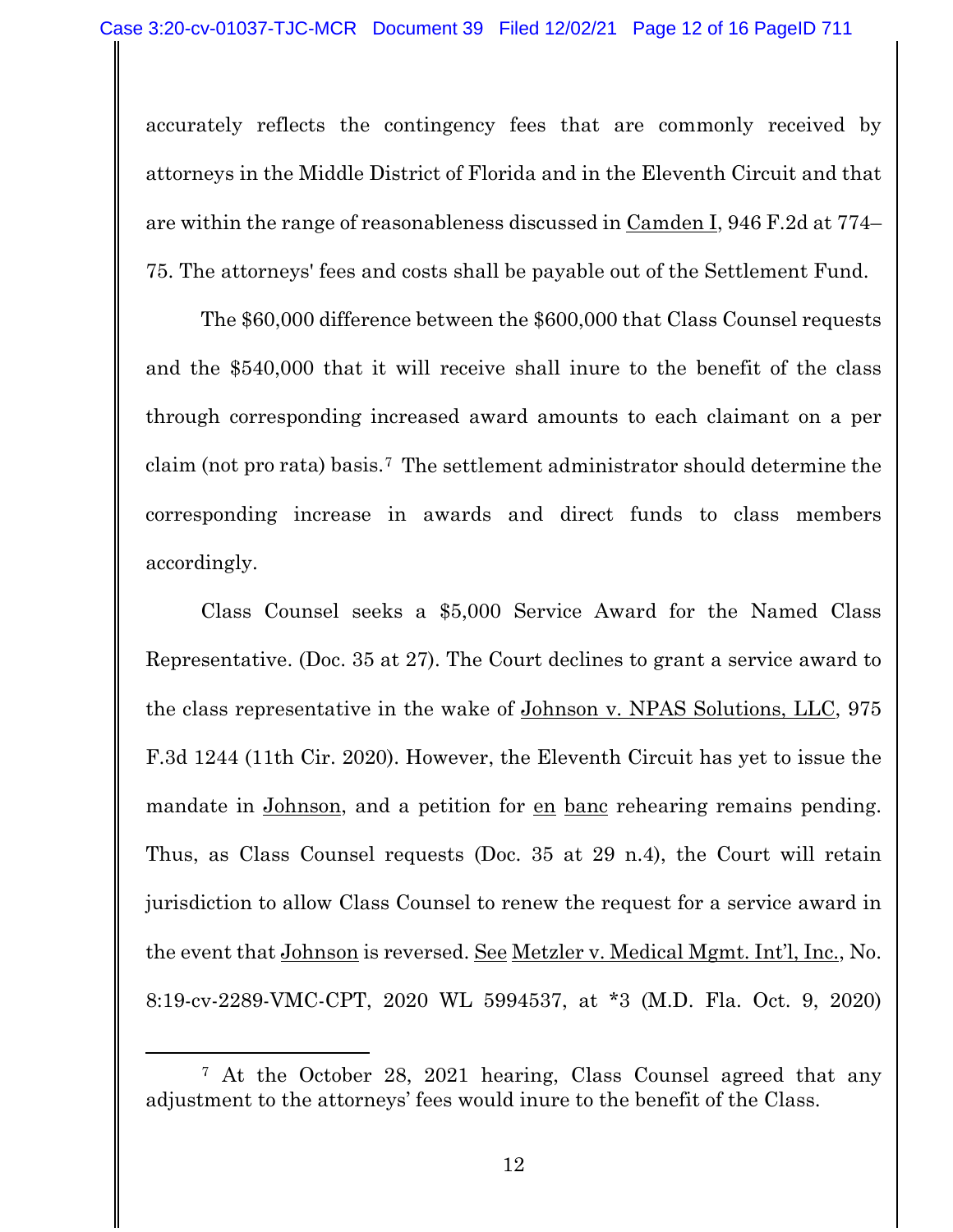accurately reflects the contingency fees that are commonly received by attorneys in the Middle District of Florida and in the Eleventh Circuit and that are within the range of reasonableness discussed in Camden I, 946 F.2d at 774–75. The attorneys' fees and costs shall be payable out of the Settlement Fund.

The $60,000 difference between the $600,000 that Class Counsel requests and the $540,000 that it will receive shall inure to the benefit of the class through corresponding increased award amounts to each claimant on a per claim (not pro rata) basis.[7] The settlement administrator should determine the corresponding increase in awards and direct funds to class members accordingly.

Class Counsel seeks a $5,000 Service Award for the Named Class Representative. (Doc. 35 at 27). The Court declines to grant a service award to the class representative in the wake of Johnson v. NPAS Solutions, LLC, 975 F.3d 1244 (11th Cir. 2020). However, the Eleventh Circuit has yet to issue the mandate in Johnson, and a petition for en banc rehearing remains pending. Thus, as Class Counsel requests (Doc. 35 at 29 n.4), the Court will retain jurisdiction to allow Class Counsel to renew the request for a service award in the event that Johnson is reversed. See Metzler v. Medical Mgmt. Int'l, Inc., No. 8:19-cv-2289-VMC-CPT, 2020 WL 5994537, at *3 (M.D. Fla. Oct. 9, 2020)

---

[7] At the October 28, 2021 hearing, Class Counsel agreed that any adjustment to the attorneys' fees would inure to the benefit of the Class.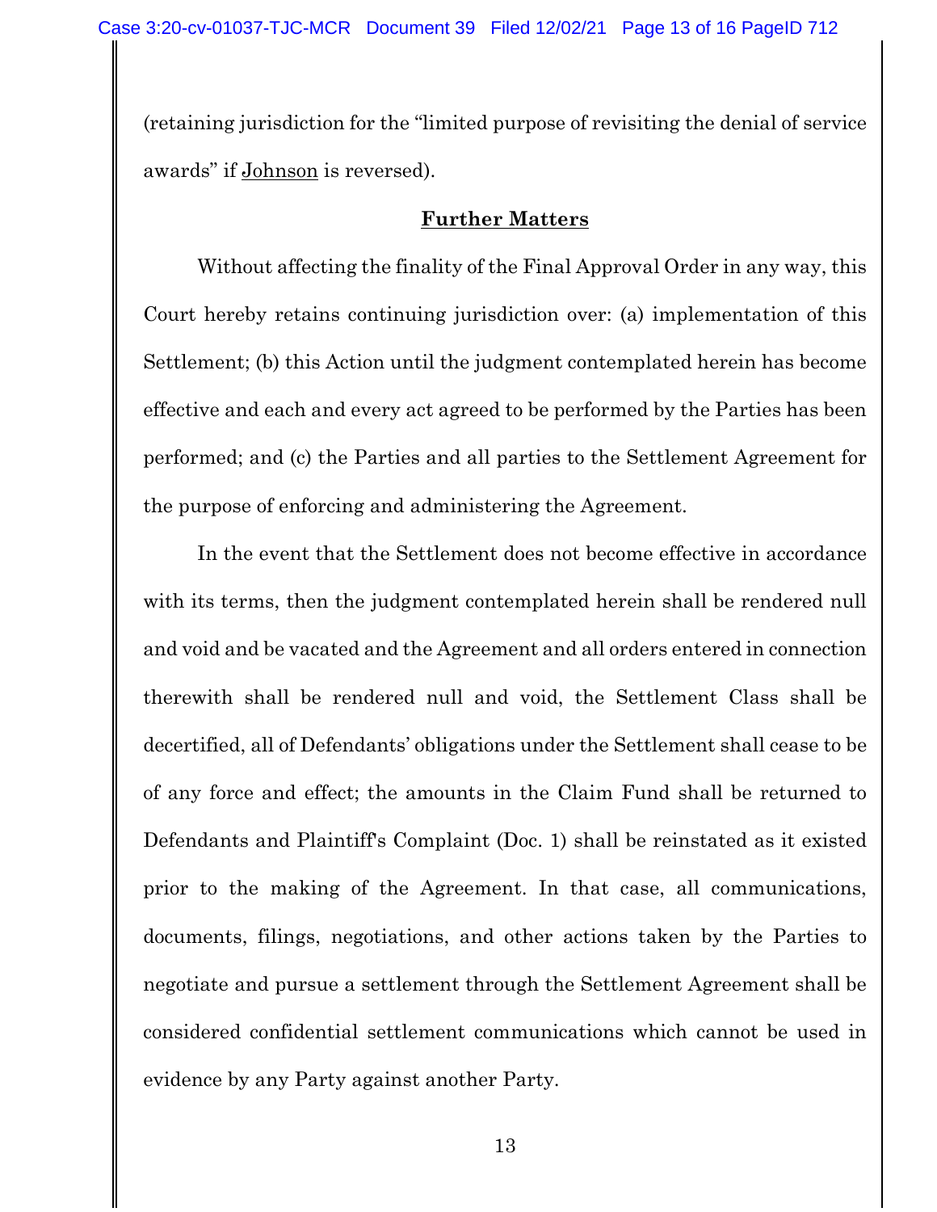(retaining jurisdiction for the "limited purpose of revisiting the denial of service awards" if Johnson is reversed).

**Further Matters**

Without affecting the finality of the Final Approval Order in any way, this Court hereby retains continuing jurisdiction over: (a) implementation of this Settlement; (b) this Action until the judgment contemplated herein has become effective and each and every act agreed to be performed by the Parties has been performed; and (c) the Parties and all parties to the Settlement Agreement for the purpose of enforcing and administering the Agreement.

In the event that the Settlement does not become effective in accordance with its terms, then the judgment contemplated herein shall be rendered null and void and be vacated and the Agreement and all orders entered in connection therewith shall be rendered null and void, the Settlement Class shall be decertified, all of Defendants' obligations under the Settlement shall cease to be of any force and effect; the amounts in the Claim Fund shall be returned to Defendants and Plaintiff's Complaint (Doc. 1) shall be reinstated as it existed prior to the making of the Agreement. In that case, all communications, documents, filings, negotiations, and other actions taken by the Parties to negotiate and pursue a settlement through the Settlement Agreement shall be considered confidential settlement communications which cannot be used in evidence by any Party against another Party.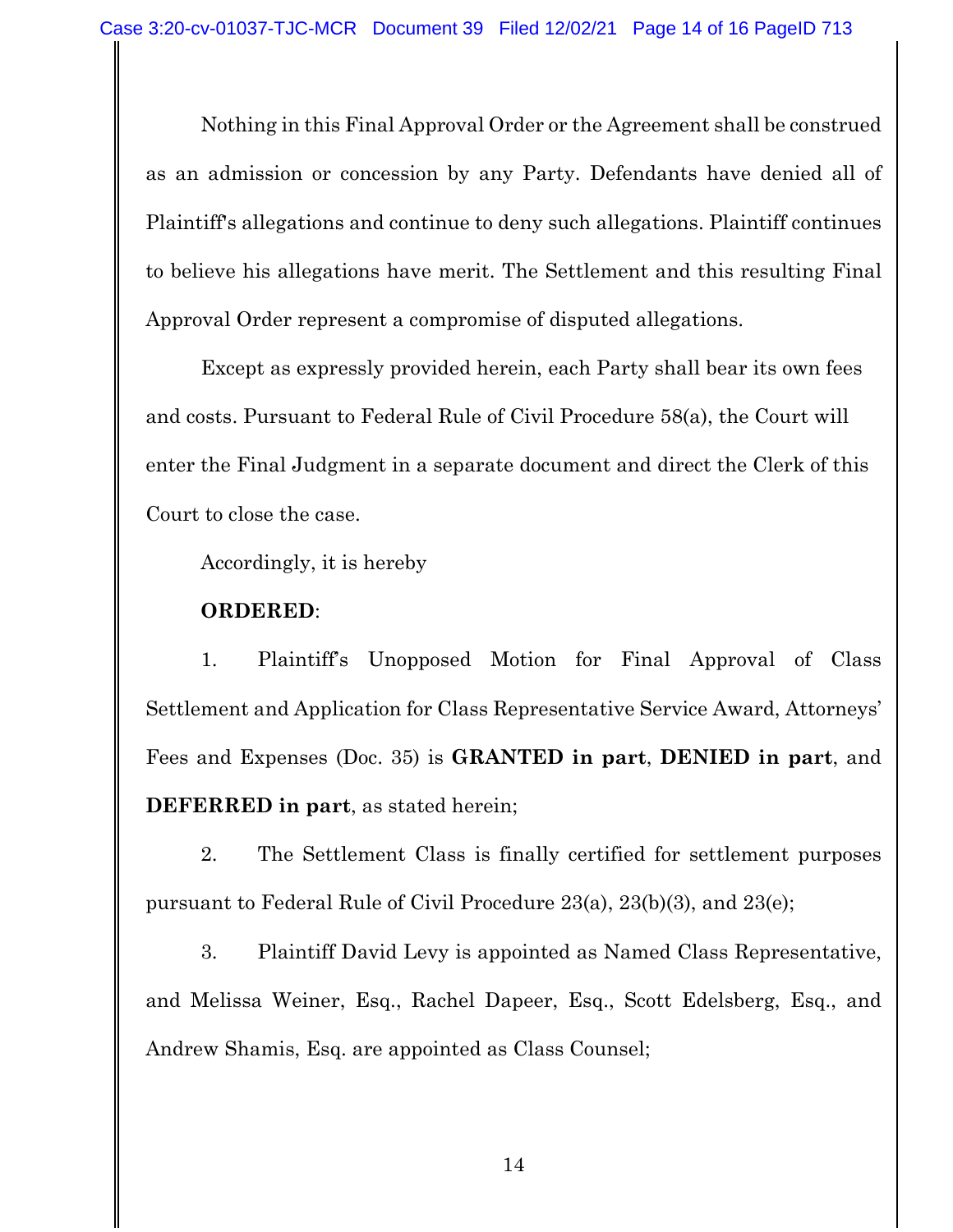Nothing in this Final Approval Order or the Agreement shall be construed as an admission or concession by any Party. Defendants have denied all of Plaintiff's allegations and continue to deny such allegations. Plaintiff continues to believe his allegations have merit. The Settlement and this resulting Final Approval Order represent a compromise of disputed allegations.

Except as expressly provided herein, each Party shall bear its own fees and costs. Pursuant to Federal Rule of Civil Procedure 58(a), the Court will enter the Final Judgment in a separate document and direct the Clerk of this Court to close the case.

Accordingly, it is hereby

**ORDERED**:

1. Plaintiff's Unopposed Motion for Final Approval of Class Settlement and Application for Class Representative Service Award, Attorneys' Fees and Expenses (Doc. 35) is **GRANTED in part**, **DENIED in part**, and **DEFERRED in part**, as stated herein;

2. The Settlement Class is finally certified for settlement purposes pursuant to Federal Rule of Civil Procedure 23(a), 23(b)(3), and 23(e);

3. Plaintiff David Levy is appointed as Named Class Representative, and Melissa Weiner, Esq., Rachel Dapeer, Esq., Scott Edelsberg, Esq., and Andrew Shamis, Esq. are appointed as Class Counsel;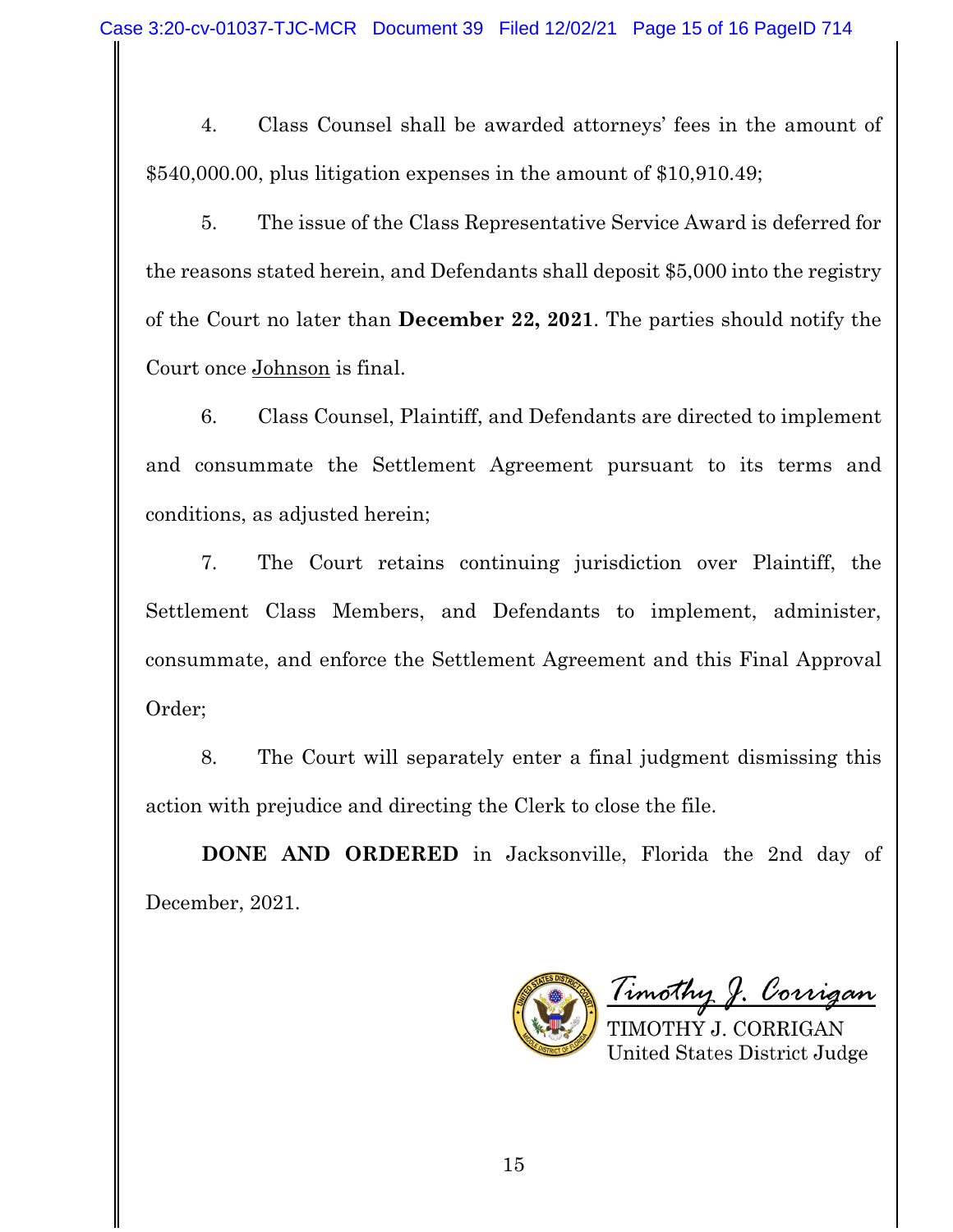4. Class Counsel shall be awarded attorneys' fees in the amount of $540,000.00, plus litigation expenses in the amount of $10,910.49;

5. The issue of the Class Representative Service Award is deferred for the reasons stated herein, and Defendants shall deposit $5,000 into the registry of the Court no later than **December 22, 2021**. The parties should notify the Court once Johnson is final.

6. Class Counsel, Plaintiff, and Defendants are directed to implement and consummate the Settlement Agreement pursuant to its terms and conditions, as adjusted herein;

7. The Court retains continuing jurisdiction over Plaintiff, the Settlement Class Members, and Defendants to implement, administer, consummate, and enforce the Settlement Agreement and this Final Approval Order;

8. The Court will separately enter a final judgment dismissing this action with prejudice and directing the Clerk to close the file.

**DONE AND ORDERED** in Jacksonville, Florida the 2nd day of December, 2021.

*Timothy J. Corrigan*

TIMOTHY J. CORRIGAN
United States District Judge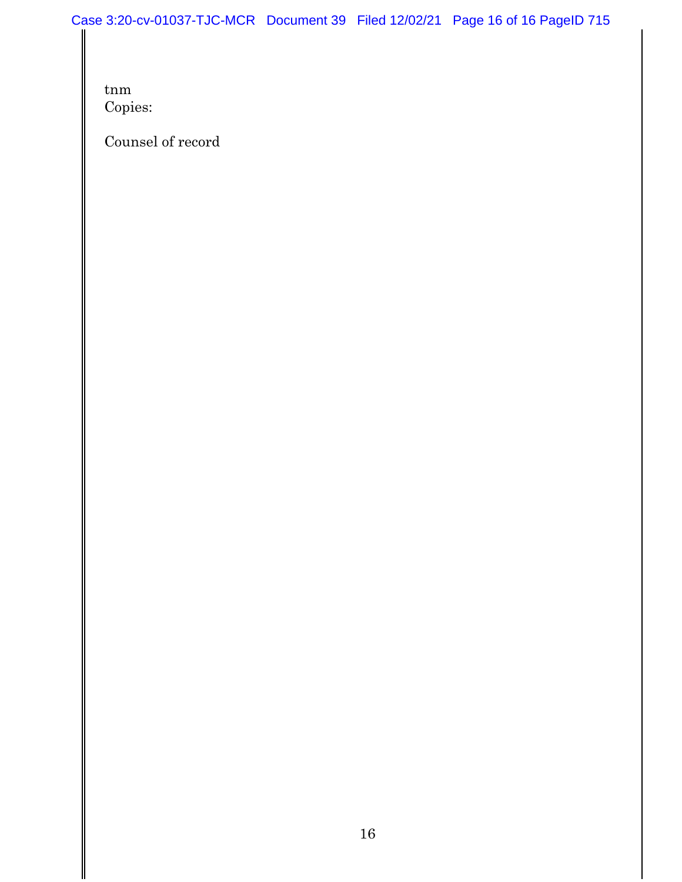tnm
Copies:

Counsel of record